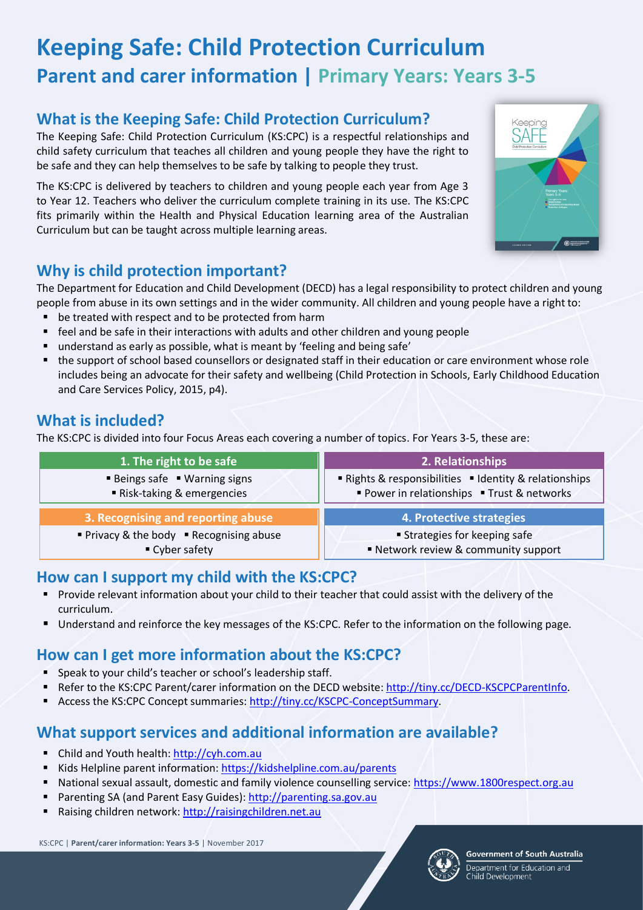# Keeping Safe: Child Protection Curriculum

## Parent and carer information | Primary Years: Years 3-5

### What is the Keeping Safe: Child Protection Curriculum?

The Keeping Safe: Child Protection Curriculum (KS:CPC) is a respectful relationships and child safety curriculum that teaches all children and young people they have the right to be safe and they can help themselves to be safe by talking to people they trust.

The KS:CPC is delivered by teachers to children and young people each year from Age 3 to Year 12. Teachers who deliver the curriculum complete training in its use. The KS:CPC fits primarily within the Health and Physical Education learning area of the Australian Curriculum but can be taught across multiple learning areas.

### Why is child protection important?

The Department for Education and Child Development (DECD) has a legal responsibility to protect children and young people from abuse in its own settings and in the wider community. All children and young people have a right to:

- be treated with respect and to be protected from harm
- feel and be safe in their interactions with adults and other children and young people
- understand as early as possible, what is meant by 'feeling and being safe'
- the support of school based counsellors or designated staff in their education or care environment whose role includes being an advocate for their safety and wellbeing (Child Protection in Schools, Early Childhood Education and Care Services Policy, 2015, p4).

### What is included?

The KS:CPC is divided into four Focus Areas each covering a number of topics. For Years 3-5, these are:

| 1. The right to be safe | 2. Relationships |
|---|---|
| Beings safe; Warning signs; Risk-taking & emergencies | Rights & responsibilities; Identity & relationships; Power in relationships; Trust & networks |
| **3. Recognising and reporting abuse** | **4. Protective strategies** |
| Privacy & the body; Recognising abuse; Cyber safety | Strategies for keeping safe; Network review & community support |

### How can I support my child with the KS:CPC?

- Provide relevant information about your child to their teacher that could assist with the delivery of the curriculum.
- Understand and reinforce the key messages of the KS:CPC. Refer to the information on the following page.

### How can I get more information about the KS:CPC?

- Speak to your child's teacher or school's leadership staff.
- Refer to the KS:CPC Parent/carer information on the DECD website: http://tiny.cc/DECD-KSCPCParentInfo.
- Access the KS:CPC Concept summaries: http://tiny.cc/KSCPC-ConceptSummary.

### What support services and additional information are available?

- Child and Youth health: http://cyh.com.au
- Kids Helpline parent information: https://kidshelpline.com.au/parents
- National sexual assault, domestic and family violence counselling service: https://www.1800respect.org.au
- Parenting SA (and Parent Easy Guides): http://parenting.sa.gov.au
- Raising children network: http://raisingchildren.net.au

KS:CPC | **Parent/carer information: Years 3-5** | November 2017

**Government of South Australia**
Department for Education and Child Development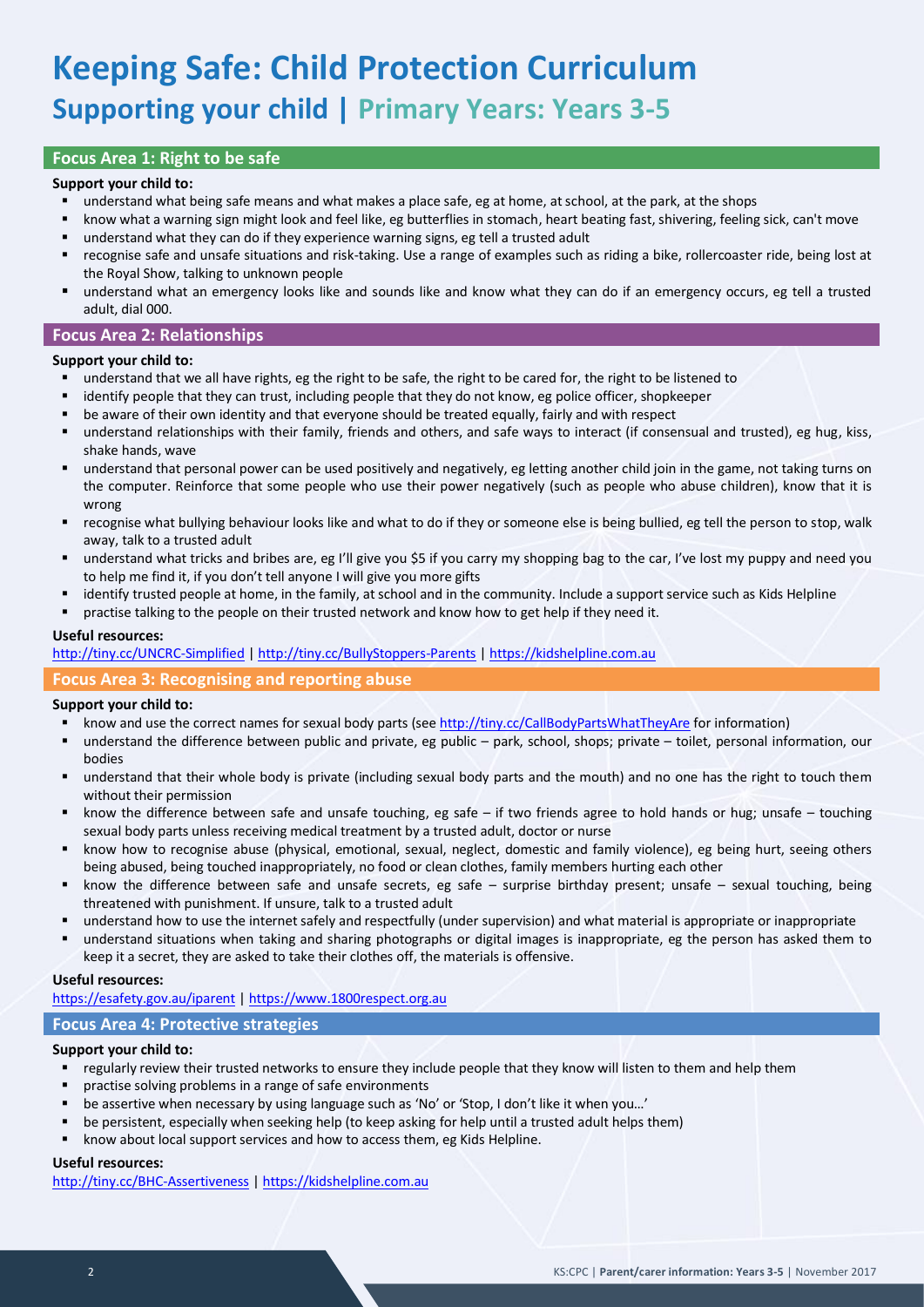# Keeping Safe: Child Protection Curriculum

## Supporting your child | Primary Years: Years 3-5

### Focus Area 1: Right to be safe

**Support your child to:**

- understand what being safe means and what makes a place safe, eg at home, at school, at the park, at the shops
- know what a warning sign might look and feel like, eg butterflies in stomach, heart beating fast, shivering, feeling sick, can't move
- understand what they can do if they experience warning signs, eg tell a trusted adult
- recognise safe and unsafe situations and risk-taking. Use a range of examples such as riding a bike, rollercoaster ride, being lost at the Royal Show, talking to unknown people
- understand what an emergency looks like and sounds like and know what they can do if an emergency occurs, eg tell a trusted adult, dial 000.

### Focus Area 2: Relationships

**Support your child to:**

- understand that we all have rights, eg the right to be safe, the right to be cared for, the right to be listened to
- identify people that they can trust, including people that they do not know, eg police officer, shopkeeper
- be aware of their own identity and that everyone should be treated equally, fairly and with respect
- understand relationships with their family, friends and others, and safe ways to interact (if consensual and trusted), eg hug, kiss, shake hands, wave
- understand that personal power can be used positively and negatively, eg letting another child join in the game, not taking turns on the computer. Reinforce that some people who use their power negatively (such as people who abuse children), know that it is wrong
- recognise what bullying behaviour looks like and what to do if they or someone else is being bullied, eg tell the person to stop, walk away, talk to a trusted adult
- understand what tricks and bribes are, eg I'll give you $5 if you carry my shopping bag to the car, I've lost my puppy and need you to help me find it, if you don't tell anyone I will give you more gifts
- identify trusted people at home, in the family, at school and in the community. Include a support service such as Kids Helpline
- practise talking to the people on their trusted network and know how to get help if they need it.

**Useful resources:**

http://tiny.cc/UNCRC-Simplified | http://tiny.cc/BullyStoppers-Parents | https://kidshelpline.com.au

### Focus Area 3: Recognising and reporting abuse

**Support your child to:**

- know and use the correct names for sexual body parts (see http://tiny.cc/CallBodyPartsWhatTheyAre for information)
- understand the difference between public and private, eg public – park, school, shops; private – toilet, personal information, our bodies
- understand that their whole body is private (including sexual body parts and the mouth) and no one has the right to touch them without their permission
- know the difference between safe and unsafe touching, eg safe – if two friends agree to hold hands or hug; unsafe – touching sexual body parts unless receiving medical treatment by a trusted adult, doctor or nurse
- know how to recognise abuse (physical, emotional, sexual, neglect, domestic and family violence), eg being hurt, seeing others being abused, being touched inappropriately, no food or clean clothes, family members hurting each other
- know the difference between safe and unsafe secrets, eg safe – surprise birthday present; unsafe – sexual touching, being threatened with punishment. If unsure, talk to a trusted adult
- understand how to use the internet safely and respectfully (under supervision) and what material is appropriate or inappropriate
- understand situations when taking and sharing photographs or digital images is inappropriate, eg the person has asked them to keep it a secret, they are asked to take their clothes off, the materials is offensive.

**Useful resources:**

https://esafety.gov.au/iparent | https://www.1800respect.org.au

### Focus Area 4: Protective strategies

**Support your child to:**

- regularly review their trusted networks to ensure they include people that they know will listen to them and help them
- practise solving problems in a range of safe environments
- be assertive when necessary by using language such as 'No' or 'Stop, I don't like it when you...'
- be persistent, especially when seeking help (to keep asking for help until a trusted adult helps them)
- know about local support services and how to access them, eg Kids Helpline.

**Useful resources:**

http://tiny.cc/BHC-Assertiveness | https://kidshelpline.com.au